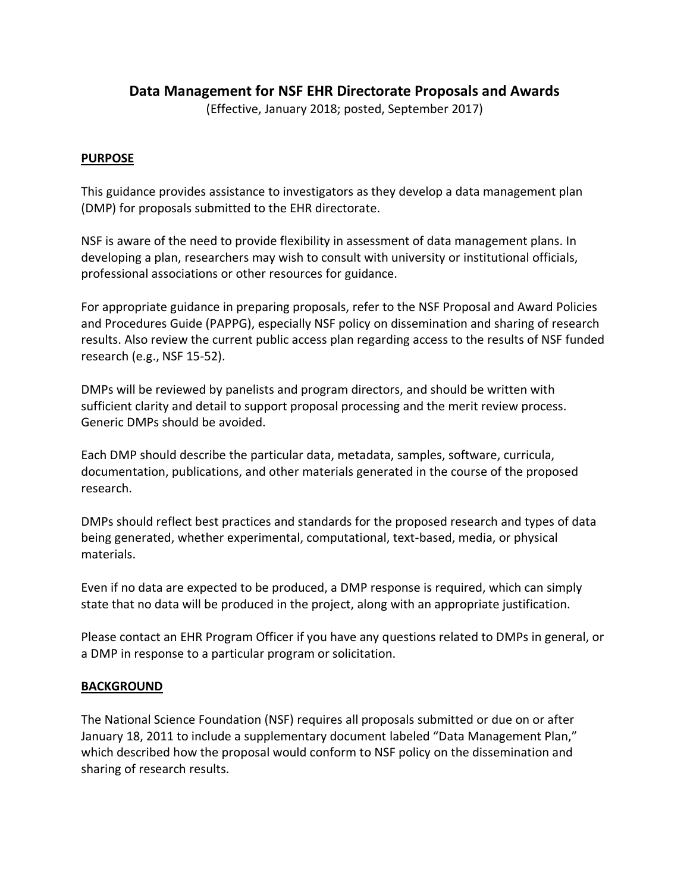# Data Management for NSF EHR Directorate Proposals and Awards

(Effective, January 2018; posted, September 2017)

## PURPOSE

This guidance provides assistance to investigators as they develop a data management plan (DMP) for proposals submitted to the EHR directorate.

NSF is aware of the need to provide flexibility in assessment of data management plans. In developing a plan, researchers may wish to consult with university or institutional officials, professional associations or other resources for guidance.

For appropriate guidance in preparing proposals, refer to the NSF Proposal and Award Policies and Procedures Guide (PAPPG), especially NSF policy on dissemination and sharing of research results. Also review the current public access plan regarding access to the results of NSF funded research (e.g., NSF 15-52).

DMPs will be reviewed by panelists and program directors, and should be written with sufficient clarity and detail to support proposal processing and the merit review process. Generic DMPs should be avoided.

Each DMP should describe the particular data, metadata, samples, software, curricula, documentation, publications, and other materials generated in the course of the proposed research.

DMPs should reflect best practices and standards for the proposed research and types of data being generated, whether experimental, computational, text-based, media, or physical materials.

Even if no data are expected to be produced, a DMP response is required, which can simply state that no data will be produced in the project, along with an appropriate justification.

Please contact an EHR Program Officer if you have any questions related to DMPs in general, or a DMP in response to a particular program or solicitation.

## BACKGROUND

The National Science Foundation (NSF) requires all proposals submitted or due on or after January 18, 2011 to include a supplementary document labeled "Data Management Plan," which described how the proposal would conform to NSF policy on the dissemination and sharing of research results.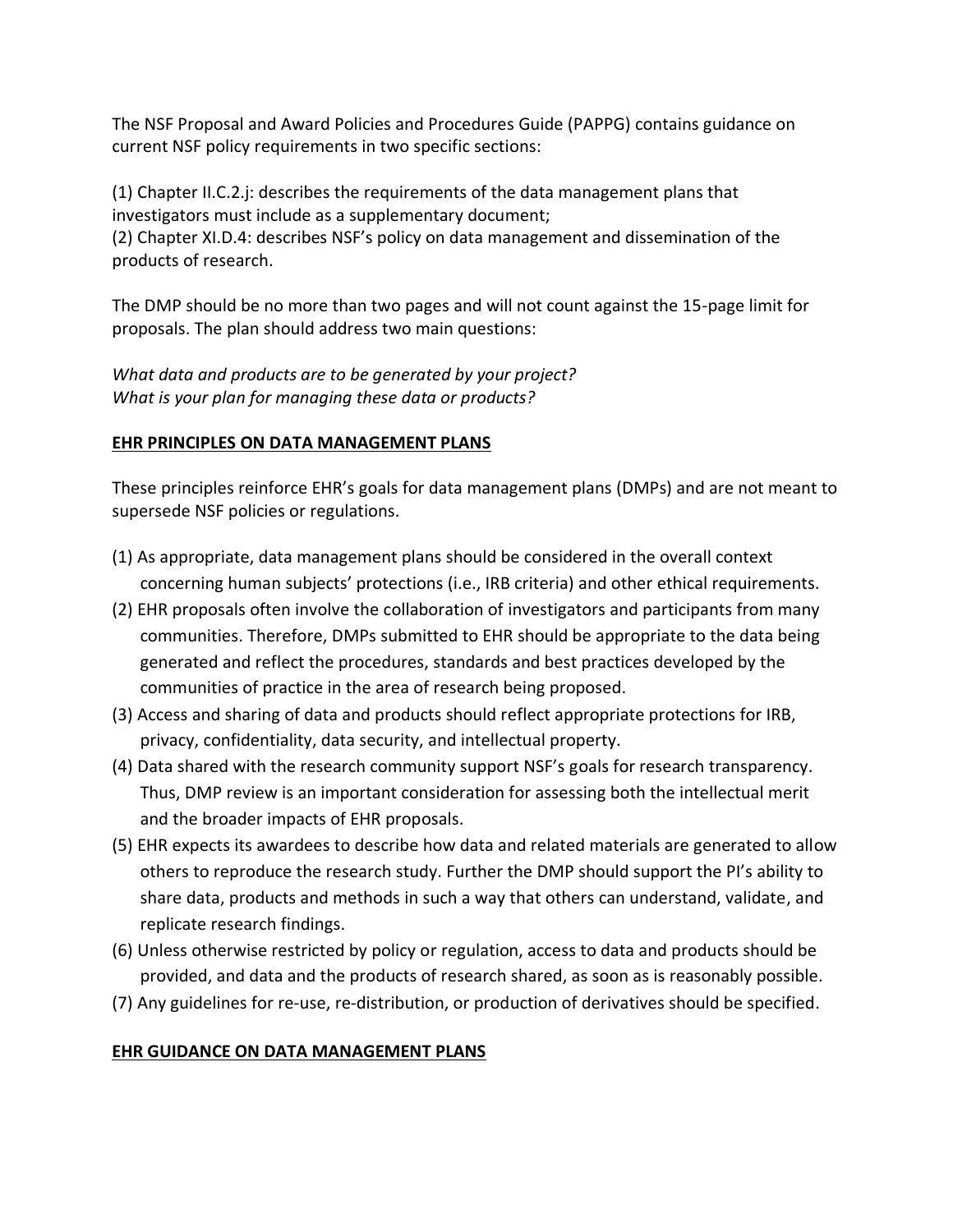The NSF Proposal and Award Policies and Procedures Guide (PAPPG) contains guidance on current NSF policy requirements in two specific sections:

(1) Chapter II.C.2.j: describes the requirements of the data management plans that investigators must include as a supplementary document;
(2) Chapter XI.D.4: describes NSF's policy on data management and dissemination of the products of research.

The DMP should be no more than two pages and will not count against the 15-page limit for proposals. The plan should address two main questions:

*What data and products are to be generated by your project?*
*What is your plan for managing these data or products?*

## EHR PRINCIPLES ON DATA MANAGEMENT PLANS

These principles reinforce EHR's goals for data management plans (DMPs) and are not meant to supersede NSF policies or regulations.

(1) As appropriate, data management plans should be considered in the overall context concerning human subjects' protections (i.e., IRB criteria) and other ethical requirements.
(2) EHR proposals often involve the collaboration of investigators and participants from many communities. Therefore, DMPs submitted to EHR should be appropriate to the data being generated and reflect the procedures, standards and best practices developed by the communities of practice in the area of research being proposed.
(3) Access and sharing of data and products should reflect appropriate protections for IRB, privacy, confidentiality, data security, and intellectual property.
(4) Data shared with the research community support NSF's goals for research transparency. Thus, DMP review is an important consideration for assessing both the intellectual merit and the broader impacts of EHR proposals.
(5) EHR expects its awardees to describe how data and related materials are generated to allow others to reproduce the research study. Further the DMP should support the PI's ability to share data, products and methods in such a way that others can understand, validate, and replicate research findings.
(6) Unless otherwise restricted by policy or regulation, access to data and products should be provided, and data and the products of research shared, as soon as is reasonably possible.
(7) Any guidelines for re-use, re-distribution, or production of derivatives should be specified.

## EHR GUIDANCE ON DATA MANAGEMENT PLANS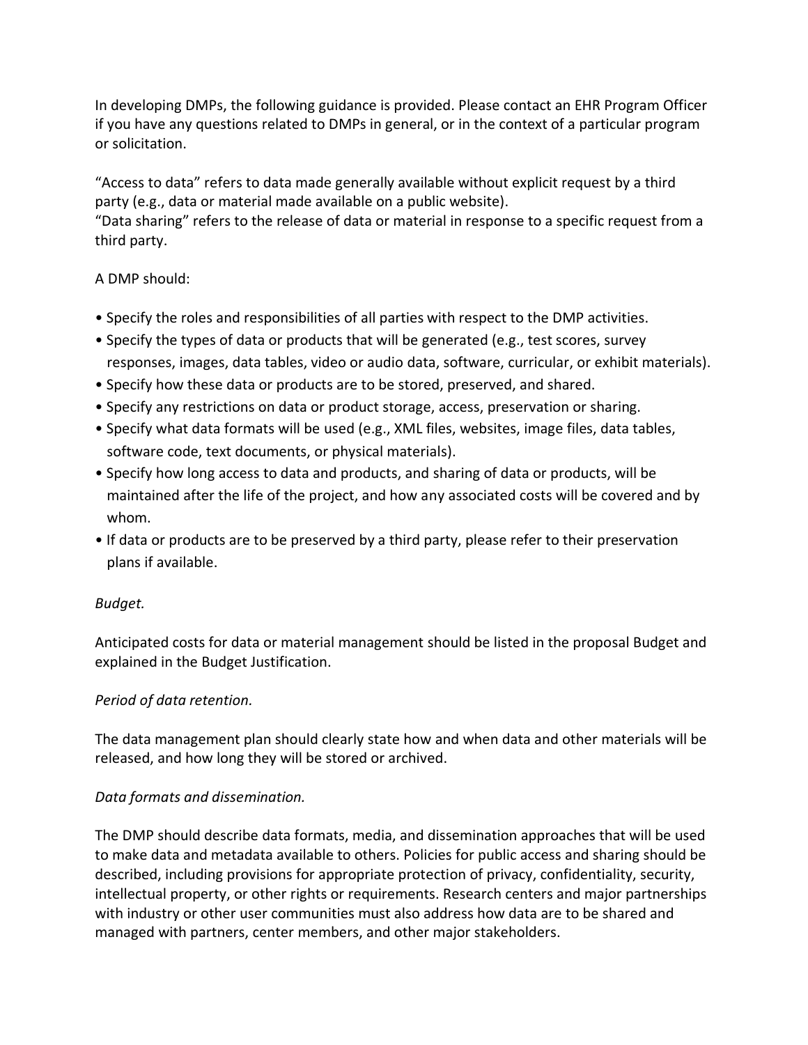In developing DMPs, the following guidance is provided. Please contact an EHR Program Officer if you have any questions related to DMPs in general, or in the context of a particular program or solicitation.

"Access to data" refers to data made generally available without explicit request by a third party (e.g., data or material made available on a public website).
"Data sharing" refers to the release of data or material in response to a specific request from a third party.

A DMP should:

- Specify the roles and responsibilities of all parties with respect to the DMP activities.
- Specify the types of data or products that will be generated (e.g., test scores, survey responses, images, data tables, video or audio data, software, curricular, or exhibit materials).
- Specify how these data or products are to be stored, preserved, and shared.
- Specify any restrictions on data or product storage, access, preservation or sharing.
- Specify what data formats will be used (e.g., XML files, websites, image files, data tables, software code, text documents, or physical materials).
- Specify how long access to data and products, and sharing of data or products, will be maintained after the life of the project, and how any associated costs will be covered and by whom.
- If data or products are to be preserved by a third party, please refer to their preservation plans if available.

*Budget.*

Anticipated costs for data or material management should be listed in the proposal Budget and explained in the Budget Justification.

*Period of data retention.*

The data management plan should clearly state how and when data and other materials will be released, and how long they will be stored or archived.

*Data formats and dissemination.*

The DMP should describe data formats, media, and dissemination approaches that will be used to make data and metadata available to others. Policies for public access and sharing should be described, including provisions for appropriate protection of privacy, confidentiality, security, intellectual property, or other rights or requirements. Research centers and major partnerships with industry or other user communities must also address how data are to be shared and managed with partners, center members, and other major stakeholders.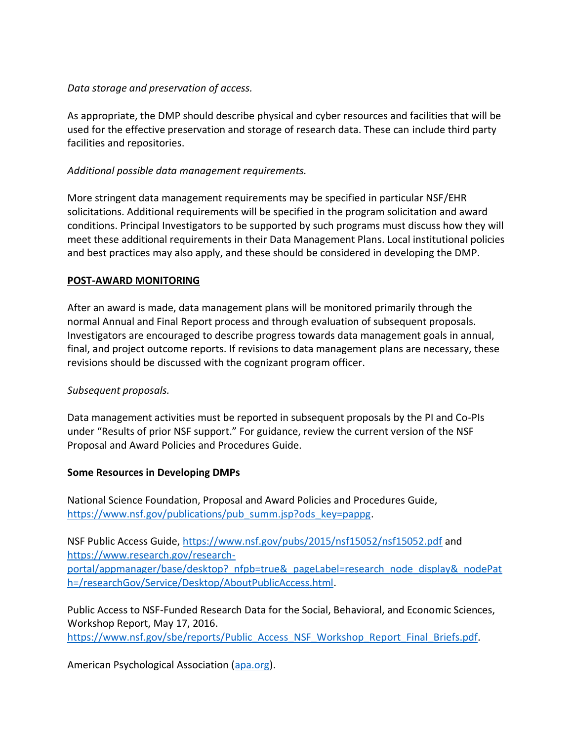*Data storage and preservation of access.*

As appropriate, the DMP should describe physical and cyber resources and facilities that will be used for the effective preservation and storage of research data. These can include third party facilities and repositories.

*Additional possible data management requirements.*

More stringent data management requirements may be specified in particular NSF/EHR solicitations. Additional requirements will be specified in the program solicitation and award conditions. Principal Investigators to be supported by such programs must discuss how they will meet these additional requirements in their Data Management Plans. Local institutional policies and best practices may also apply, and these should be considered in developing the DMP.

## POST-AWARD MONITORING

After an award is made, data management plans will be monitored primarily through the normal Annual and Final Report process and through evaluation of subsequent proposals. Investigators are encouraged to describe progress towards data management goals in annual, final, and project outcome reports. If revisions to data management plans are necessary, these revisions should be discussed with the cognizant program officer.

*Subsequent proposals.*

Data management activities must be reported in subsequent proposals by the PI and Co-PIs under "Results of prior NSF support." For guidance, review the current version of the NSF Proposal and Award Policies and Procedures Guide.

**Some Resources in Developing DMPs**

National Science Foundation, Proposal and Award Policies and Procedures Guide, [https://www.nsf.gov/publications/pub_summ.jsp?ods_key=pappg](https://www.nsf.gov/publications/pub_summ.jsp?ods_key=pappg).

NSF Public Access Guide, [https://www.nsf.gov/pubs/2015/nsf15052/nsf15052.pdf](https://www.nsf.gov/pubs/2015/nsf15052/nsf15052.pdf) and [https://www.research.gov/research-portal/appmanager/base/desktop?_nfpb=true&_pageLabel=research_node_display&_nodePath=/researchGov/Service/Desktop/AboutPublicAccess.html](https://www.research.gov/research-portal/appmanager/base/desktop?_nfpb=true&_pageLabel=research_node_display&_nodePath=/researchGov/Service/Desktop/AboutPublicAccess.html).

Public Access to NSF-Funded Research Data for the Social, Behavioral, and Economic Sciences, Workshop Report, May 17, 2016. [https://www.nsf.gov/sbe/reports/Public_Access_NSF_Workshop_Report_Final_Briefs.pdf](https://www.nsf.gov/sbe/reports/Public_Access_NSF_Workshop_Report_Final_Briefs.pdf).

American Psychological Association ([apa.org](apa.org)).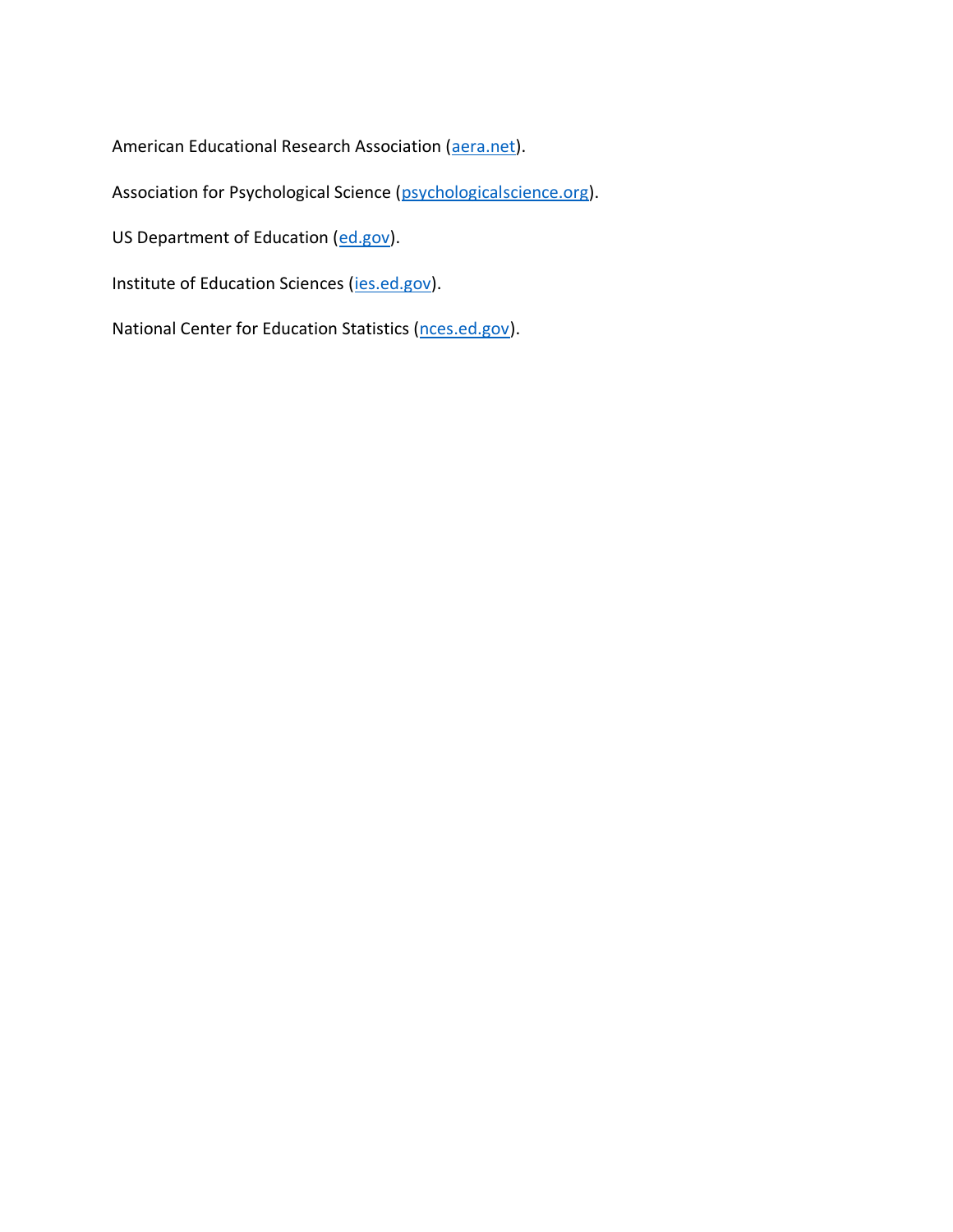American Educational Research Association (aera.net).

Association for Psychological Science (psychologicalscience.org).

US Department of Education (ed.gov).

Institute of Education Sciences (ies.ed.gov).

National Center for Education Statistics (nces.ed.gov).